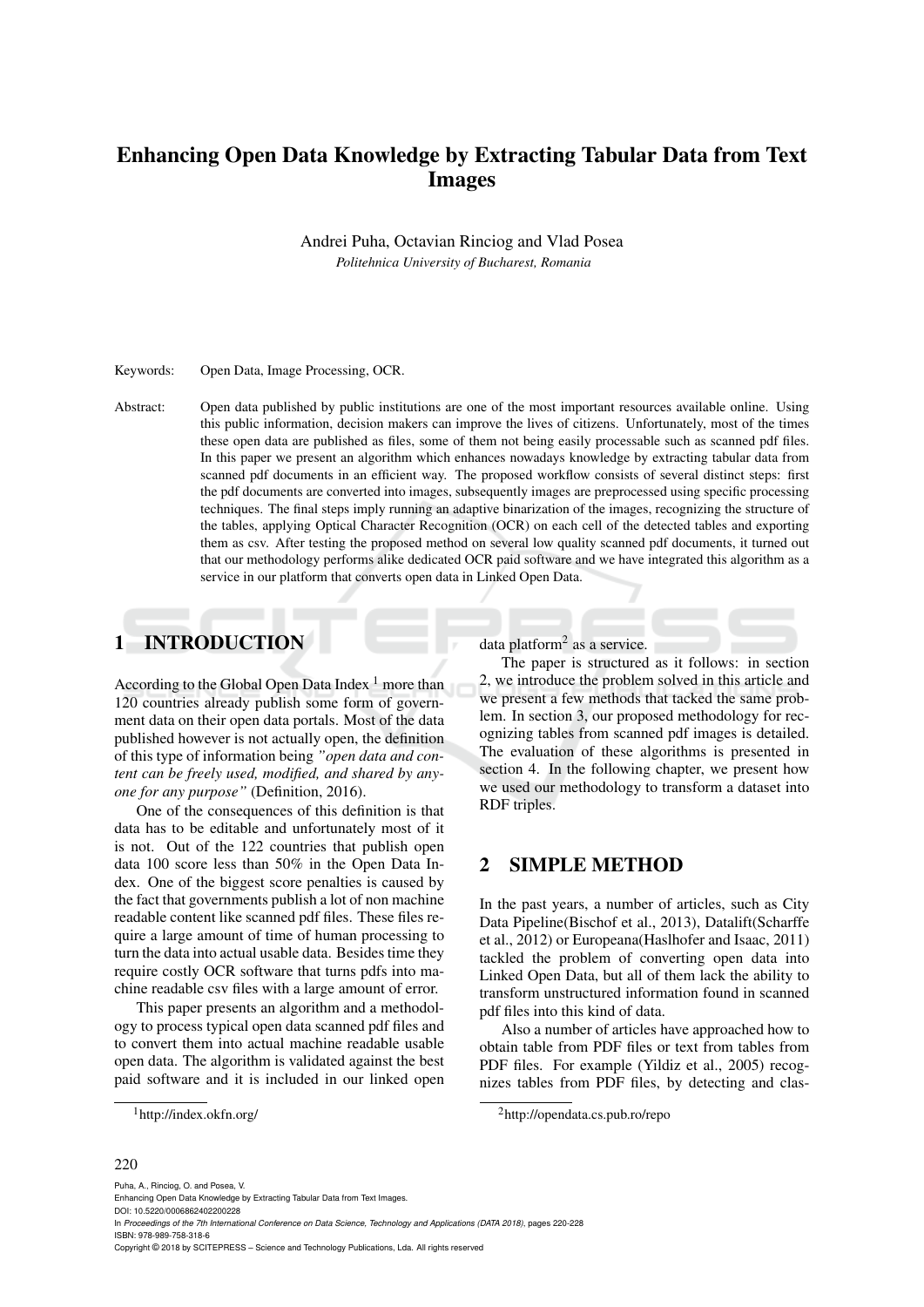# Enhancing Open Data Knowledge by Extracting Tabular Data from Text Images

Andrei Puha, Octavian Rinciog and Vlad Posea

*Politehnica University of Bucharest, Romania*

Keywords: Open Data, Image Processing, OCR.

Abstract: Open data published by public institutions are one of the most important resources available online. Using this public information, decision makers can improve the lives of citizens. Unfortunately, most of the times these open data are published as files, some of them not being easily processable such as scanned pdf files. In this paper we present an algorithm which enhances nowadays knowledge by extracting tabular data from scanned pdf documents in an efficient way. The proposed workflow consists of several distinct steps: first the pdf documents are converted into images, subsequently images are preprocessed using specific processing techniques. The final steps imply running an adaptive binarization of the images, recognizing the structure of the tables, applying Optical Character Recognition (OCR) on each cell of the detected tables and exporting them as csv. After testing the proposed method on several low quality scanned pdf documents, it turned out that our methodology performs alike dedicated OCR paid software and we have integrated this algorithm as a service in our platform that converts open data in Linked Open Data.

## 1 INTRODUCTION

According to the Global Open Data Index [1] more than 120 countries already publish some form of government data on their open data portals. Most of the data published however is not actually open, the definition of this type of information being *"open data and content can be freely used, modified, and shared by anyone for any purpose"* (Definition, 2016).

One of the consequences of this definition is that data has to be editable and unfortunately most of it is not. Out of the 122 countries that publish open data 100 score less than 50% in the Open Data Index. One of the biggest score penalties is caused by the fact that governments publish a lot of non machine readable content like scanned pdf files. These files require a large amount of time of human processing to turn the data into actual usable data. Besides time they require costly OCR software that turns pdfs into machine readable csv files with a large amount of error.

This paper presents an algorithm and a methodology to process typical open data scanned pdf files and to convert them into actual machine readable usable open data. The algorithm is validated against the best paid software and it is included in our linked open data platform[2] as a service.

The paper is structured as it follows: in section 2, we introduce the problem solved in this article and we present a few methods that tacked the same problem. In section 3, our proposed methodology for recognizing tables from scanned pdf images is detailed. The evaluation of these algorithms is presented in section 4. In the following chapter, we present how we used our methodology to transform a dataset into RDF triples.

## 2 SIMPLE METHOD

In the past years, a number of articles, such as City Data Pipeline(Bischof et al., 2013), Datalift(Scharffe et al., 2012) or Europeana(Haslhofer and Isaac, 2011) tackled the problem of converting open data into Linked Open Data, but all of them lack the ability to transform unstructured information found in scanned pdf files into this kind of data.

Also a number of articles have approached how to obtain table from PDF files or text from tables from PDF files. For example (Yildiz et al., 2005) recognizes tables from PDF files, by detecting and clas-

[1] http://index.okfn.org/

[2] http://opendata.cs.pub.ro/repo

Puha, A., Rinciog, O. and Posea, V.
Enhancing Open Data Knowledge by Extracting Tabular Data from Text Images.
DOI: 10.5220/0006862402200228
In *Proceedings of the 7th International Conference on Data Science, Technology and Applications (DATA 2018)*, pages 220-228
ISBN: 978-989-758-318-6
Copyright © 2018 by SCITEPRESS – Science and Technology Publications, Lda. All rights reserved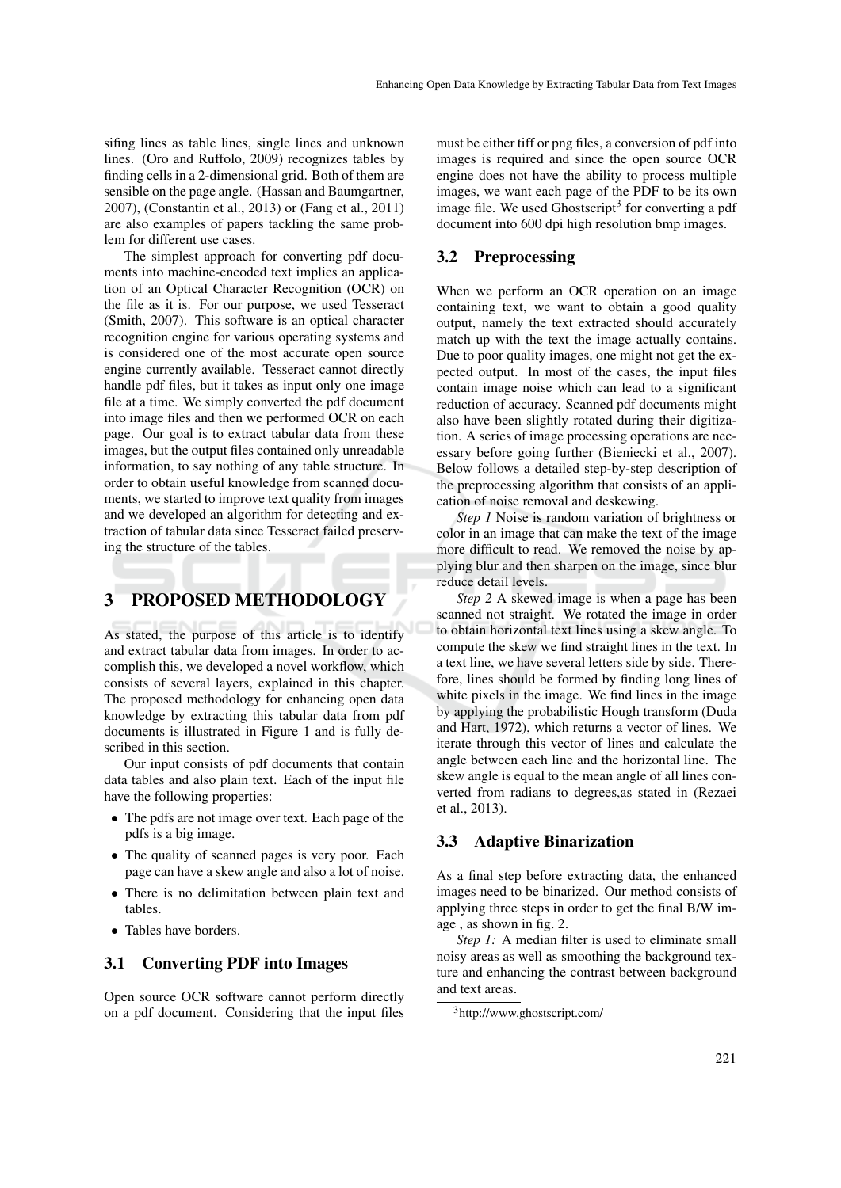sifing lines as table lines, single lines and unknown lines. (Oro and Ruffolo, 2009) recognizes tables by finding cells in a 2-dimensional grid. Both of them are sensible on the page angle. (Hassan and Baumgartner, 2007), (Constantin et al., 2013) or (Fang et al., 2011) are also examples of papers tackling the same problem for different use cases.

The simplest approach for converting pdf documents into machine-encoded text implies an application of an Optical Character Recognition (OCR) on the file as it is. For our purpose, we used Tesseract (Smith, 2007). This software is an optical character recognition engine for various operating systems and is considered one of the most accurate open source engine currently available. Tesseract cannot directly handle pdf files, but it takes as input only one image file at a time. We simply converted the pdf document into image files and then we performed OCR on each page. Our goal is to extract tabular data from these images, but the output files contained only unreadable information, to say nothing of any table structure. In order to obtain useful knowledge from scanned documents, we started to improve text quality from images and we developed an algorithm for detecting and extraction of tabular data since Tesseract failed preserving the structure of the tables.

# 3 PROPOSED METHODOLOGY

As stated, the purpose of this article is to identify and extract tabular data from images. In order to accomplish this, we developed a novel workflow, which consists of several layers, explained in this chapter. The proposed methodology for enhancing open data knowledge by extracting this tabular data from pdf documents is illustrated in Figure 1 and is fully described in this section.

Our input consists of pdf documents that contain data tables and also plain text. Each of the input file have the following properties:

- The pdfs are not image over text. Each page of the pdfs is a big image.
- The quality of scanned pages is very poor. Each page can have a skew angle and also a lot of noise.
- There is no delimitation between plain text and tables.
- Tables have borders.

## 3.1 Converting PDF into Images

Open source OCR software cannot perform directly on a pdf document. Considering that the input files must be either tiff or png files, a conversion of pdf into images is required and since the open source OCR engine does not have the ability to process multiple images, we want each page of the PDF to be its own image file. We used Ghostscript[3] for converting a pdf document into 600 dpi high resolution bmp images.

## 3.2 Preprocessing

When we perform an OCR operation on an image containing text, we want to obtain a good quality output, namely the text extracted should accurately match up with the text the image actually contains. Due to poor quality images, one might not get the expected output. In most of the cases, the input files contain image noise which can lead to a significant reduction of accuracy. Scanned pdf documents might also have been slightly rotated during their digitization. A series of image processing operations are necessary before going further (Bieniecki et al., 2007). Below follows a detailed step-by-step description of the preprocessing algorithm that consists of an application of noise removal and deskewing.

*Step 1* Noise is random variation of brightness or color in an image that can make the text of the image more difficult to read. We removed the noise by applying blur and then sharpen on the image, since blur reduce detail levels.

*Step 2* A skewed image is when a page has been scanned not straight. We rotated the image in order to obtain horizontal text lines using a skew angle. To compute the skew we find straight lines in the text. In a text line, we have several letters side by side. Therefore, lines should be formed by finding long lines of white pixels in the image. We find lines in the image by applying the probabilistic Hough transform (Duda and Hart, 1972), which returns a vector of lines. We iterate through this vector of lines and calculate the angle between each line and the horizontal line. The skew angle is equal to the mean angle of all lines converted from radians to degrees,as stated in (Rezaei et al., 2013).

## 3.3 Adaptive Binarization

As a final step before extracting data, the enhanced images need to be binarized. Our method consists of applying three steps in order to get the final B/W image , as shown in fig. 2.

*Step 1:* A median filter is used to eliminate small noisy areas as well as smoothing the background texture and enhancing the contrast between background and text areas.

[3] http://www.ghostscript.com/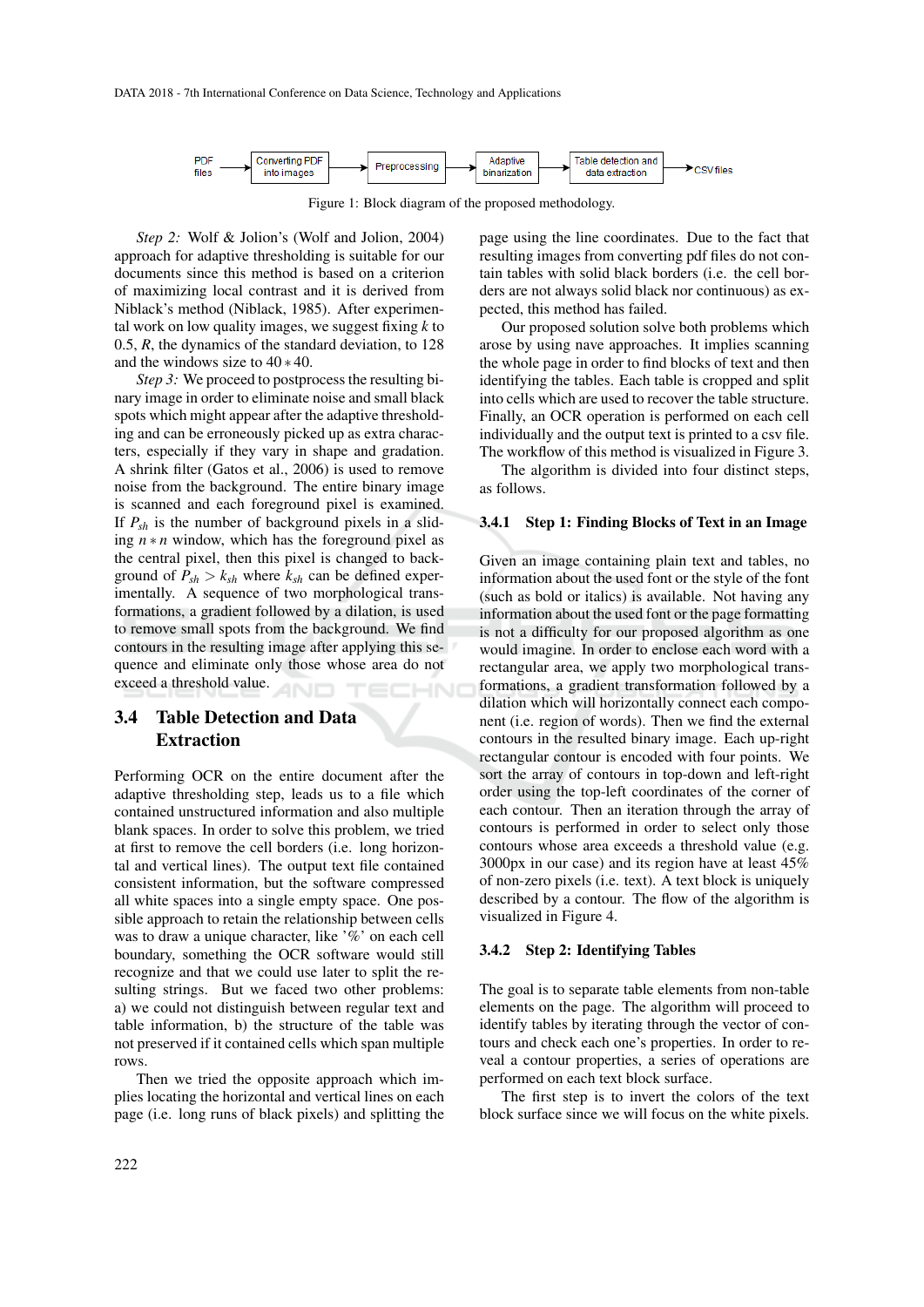PDF files → Converting PDF into images → Preprocessing → Adaptive binarization → Table detection and data extraction → CSV files

Figure 1: Block diagram of the proposed methodology.

*Step 2:* Wolf & Jolion's (Wolf and Jolion, 2004) approach for adaptive thresholding is suitable for our documents since this method is based on a criterion of maximizing local contrast and it is derived from Niblack's method (Niblack, 1985). After experimental work on low quality images, we suggest fixing $k$ to 0.5, $R$, the dynamics of the standard deviation, to 128 and the windows size to $40*40$.

*Step 3:* We proceed to postprocess the resulting binary image in order to eliminate noise and small black spots which might appear after the adaptive thresholding and can be erroneously picked up as extra characters, especially if they vary in shape and gradation. A shrink filter (Gatos et al., 2006) is used to remove noise from the background. The entire binary image is scanned and each foreground pixel is examined. If $P_{sh}$ is the number of background pixels in a sliding $n*n$ window, which has the foreground pixel as the central pixel, then this pixel is changed to background of $P_{sh} > k_{sh}$ where $k_{sh}$ can be defined experimentally. A sequence of two morphological transformations, a gradient followed by a dilation, is used to remove small spots from the background. We find contours in the resulting image after applying this sequence and eliminate only those whose area do not exceed a threshold value.

## 3.4 Table Detection and Data Extraction

Performing OCR on the entire document after the adaptive thresholding step, leads us to a file which contained unstructured information and also multiple blank spaces. In order to solve this problem, we tried at first to remove the cell borders (i.e. long horizontal and vertical lines). The output text file contained consistent information, but the software compressed all white spaces into a single empty space. One possible approach to retain the relationship between cells was to draw a unique character, like '%' on each cell boundary, something the OCR software would still recognize and that we could use later to split the resulting strings. But we faced two other problems: a) we could not distinguish between regular text and table information, b) the structure of the table was not preserved if it contained cells which span multiple rows.

Then we tried the opposite approach which implies locating the horizontal and vertical lines on each page (i.e. long runs of black pixels) and splitting the page using the line coordinates. Due to the fact that resulting images from converting pdf files do not contain tables with solid black borders (i.e. the cell borders are not always solid black nor continuous) as expected, this method has failed.

Our proposed solution solve both problems which arose by using nave approaches. It implies scanning the whole page in order to find blocks of text and then identifying the tables. Each table is cropped and split into cells which are used to recover the table structure. Finally, an OCR operation is performed on each cell individually and the output text is printed to a csv file. The workflow of this method is visualized in Figure 3.

The algorithm is divided into four distinct steps, as follows.

### 3.4.1 Step 1: Finding Blocks of Text in an Image

Given an image containing plain text and tables, no information about the used font or the style of the font (such as bold or italics) is available. Not having any information about the used font or the page formatting is not a difficulty for our proposed algorithm as one would imagine. In order to enclose each word with a rectangular area, we apply two morphological transformations, a gradient transformation followed by a dilation which will horizontally connect each component (i.e. region of words). Then we find the external contours in the resulted binary image. Each up-right rectangular contour is encoded with four points. We sort the array of contours in top-down and left-right order using the top-left coordinates of the corner of each contour. Then an iteration through the array of contours is performed in order to select only those contours whose area exceeds a threshold value (e.g. 3000px in our case) and its region have at least 45% of non-zero pixels (i.e. text). A text block is uniquely described by a contour. The flow of the algorithm is visualized in Figure 4.

### 3.4.2 Step 2: Identifying Tables

The goal is to separate table elements from non-table elements on the page. The algorithm will proceed to identify tables by iterating through the vector of contours and check each one's properties. In order to reveal a contour properties, a series of operations are performed on each text block surface.

The first step is to invert the colors of the text block surface since we will focus on the white pixels.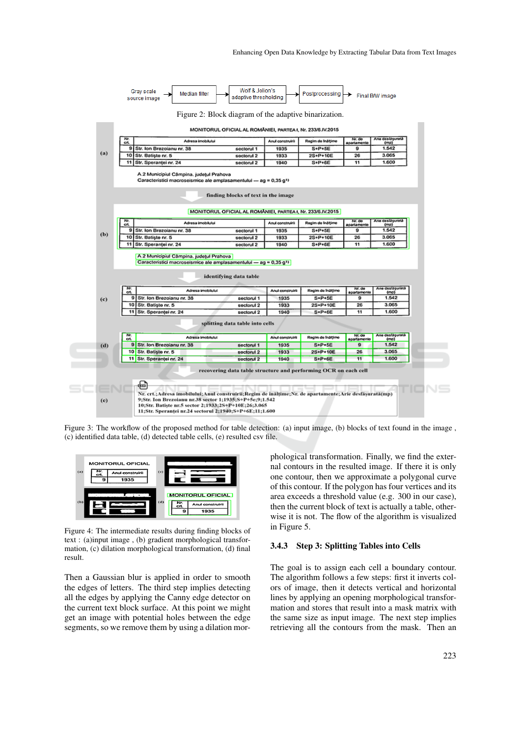Figure 2: Block diagram of the adaptive binarization.

Figure 3: The workflow of the proposed method for table detection: (a) input image, (b) blocks of text found in the image , (c) identified data table, (d) detected table cells, (e) resulted csv file.

Figure 4: The intermediate results during finding blocks of text : (a)input image , (b) gradient morphological transformation, (c) dilation morphological transformation, (d) final result.

Then a Gaussian blur is applied in order to smooth the edges of letters. The third step implies detecting all the edges by applying the Canny edge detector on the current text block surface. At this point we might get an image with potential holes between the edge segments, so we remove them by using a dilation morphological transformation. Finally, we find the external contours in the resulted image. If there it is only one contour, then we approximate a polygonal curve of this contour. If the polygon has four vertices and its area exceeds a threshold value (e.g. 300 in our case), then the current block of text is actually a table, otherwise it is not. The flow of the algorithm is visualized in Figure 5.

### 3.4.3 Step 3: Splitting Tables into Cells

The goal is to assign each cell a boundary contour. The algorithm follows a few steps: first it inverts colors of image, then it detects vertical and horizontal lines by applying an opening morphological transformation and stores that result into a mask matrix with the same size as input image. The next step implies retrieving all the contours from the mask. Then an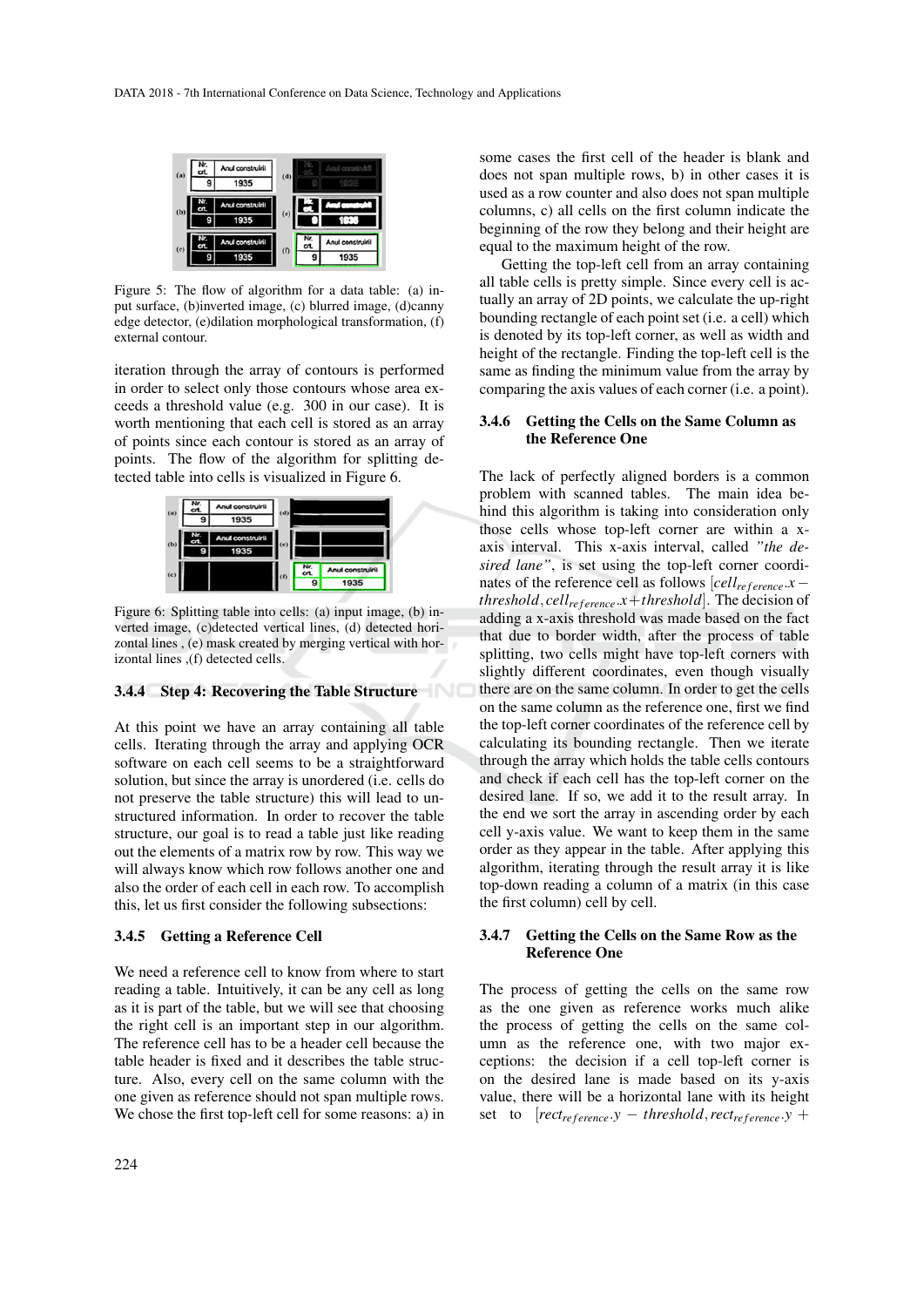Figure 5: The flow of algorithm for a data table: (a) input surface, (b)inverted image, (c) blurred image, (d)canny edge detector, (e)dilation morphological transformation, (f) external contour.

iteration through the array of contours is performed in order to select only those contours whose area exceeds a threshold value (e.g. 300 in our case). It is worth mentioning that each cell is stored as an array of points since each contour is stored as an array of points. The flow of the algorithm for splitting detected table into cells is visualized in Figure 6.

Figure 6: Splitting table into cells: (a) input image, (b) inverted image, (c)detected vertical lines, (d) detected horizontal lines , (e) mask created by merging vertical with horizontal lines ,(f) detected cells.

### 3.4.4 Step 4: Recovering the Table Structure

At this point we have an array containing all table cells. Iterating through the array and applying OCR software on each cell seems to be a straightforward solution, but since the array is unordered (i.e. cells do not preserve the table structure) this will lead to unstructured information. In order to recover the table structure, our goal is to read a table just like reading out the elements of a matrix row by row. This way we will always know which row follows another one and also the order of each cell in each row. To accomplish this, let us first consider the following subsections:

### 3.4.5 Getting a Reference Cell

We need a reference cell to know from where to start reading a table. Intuitively, it can be any cell as long as it is part of the table, but we will see that choosing the right cell is an important step in our algorithm. The reference cell has to be a header cell because the table header is fixed and it describes the table structure. Also, every cell on the same column with the one given as reference should not span multiple rows. We chose the first top-left cell for some reasons: a) in some cases the first cell of the header is blank and does not span multiple rows, b) in other cases it is used as a row counter and also does not span multiple columns, c) all cells on the first column indicate the beginning of the row they belong and their height are equal to the maximum height of the row.

Getting the top-left cell from an array containing all table cells is pretty simple. Since every cell is actually an array of 2D points, we calculate the up-right bounding rectangle of each point set (i.e. a cell) which is denoted by its top-left corner, as well as width and height of the rectangle. Finding the top-left cell is the same as finding the minimum value from the array by comparing the axis values of each corner (i.e. a point).

### 3.4.6 Getting the Cells on the Same Column as the Reference One

The lack of perfectly aligned borders is a common problem with scanned tables. The main idea behind this algorithm is taking into consideration only those cells whose top-left corner are within a x-axis interval. This x-axis interval, called *"the desired lane"*, is set using the top-left corner coordinates of the reference cell as follows $[cell_{reference}.x - threshold, cell_{reference}.x + threshold]$. The decision of adding a x-axis threshold was made based on the fact that due to border width, after the process of table splitting, two cells might have top-left corners with slightly different coordinates, even though visually there are on the same column. In order to get the cells on the same column as the reference one, first we find the top-left corner coordinates of the reference cell by calculating its bounding rectangle. Then we iterate through the array which holds the table cells contours and check if each cell has the top-left corner on the desired lane. If so, we add it to the result array. In the end we sort the array in ascending order by each cell y-axis value. We want to keep them in the same order as they appear in the table. After applying this algorithm, iterating through the result array it is like top-down reading a column of a matrix (in this case the first column) cell by cell.

### 3.4.7 Getting the Cells on the Same Row as the Reference One

The process of getting the cells on the same row as the one given as reference works much alike the process of getting the cells on the same column as the reference one, with two major exceptions: the decision if a cell top-left corner is on the desired lane is made based on its y-axis value, there will be a horizontal lane with its height set to $[rect_{reference}.y - threshold, rect_{reference}.y +$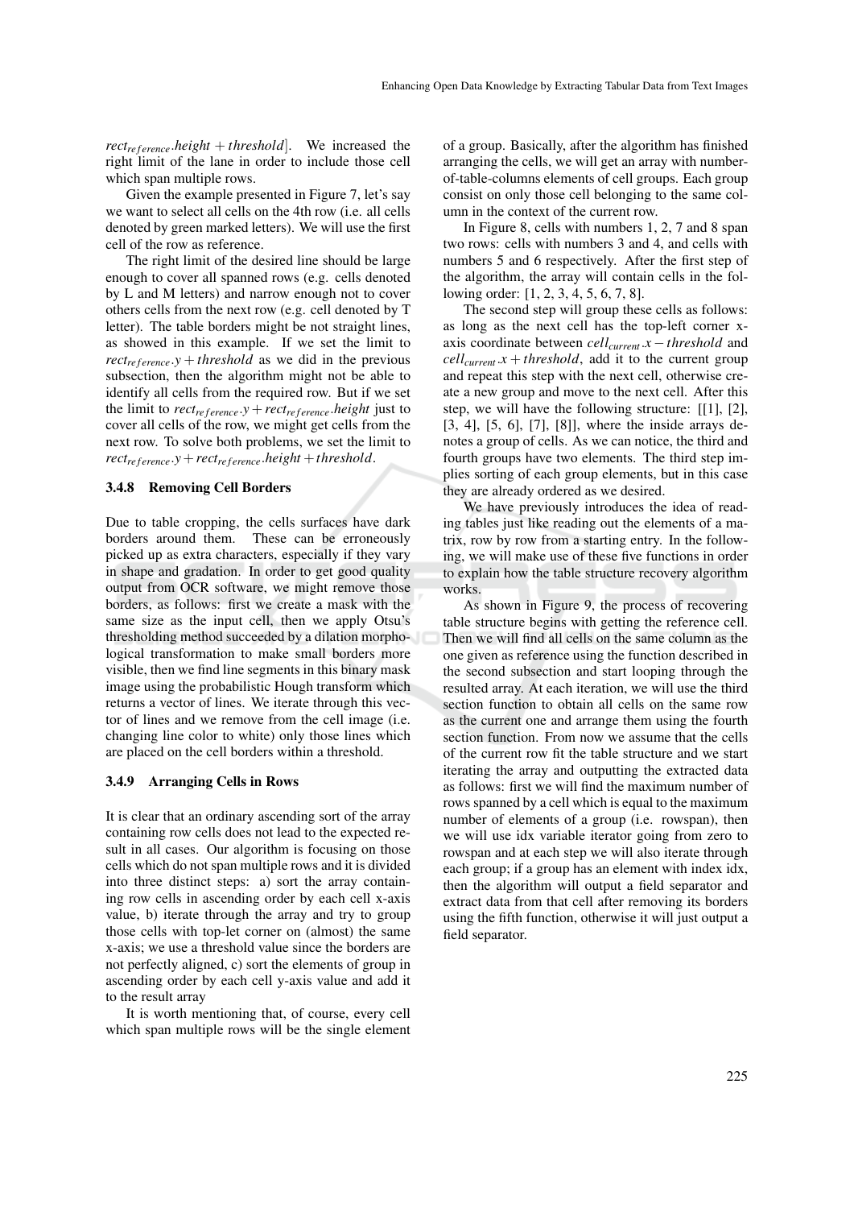$rect_{reference}.height + threshold]$. We increased the right limit of the lane in order to include those cell which span multiple rows.

Given the example presented in Figure 7, let's say we want to select all cells on the 4th row (i.e. all cells denoted by green marked letters). We will use the first cell of the row as reference.

The right limit of the desired line should be large enough to cover all spanned rows (e.g. cells denoted by L and M letters) and narrow enough not to cover others cells from the next row (e.g. cell denoted by T letter). The table borders might be not straight lines, as showed in this example. If we set the limit to $rect_{reference}.y + threshold$ as we did in the previous subsection, then the algorithm might not be able to identify all cells from the required row. But if we set the limit to $rect_{reference}.y + rect_{reference}.height$ just to cover all cells of the row, we might get cells from the next row. To solve both problems, we set the limit to $rect_{reference}.y + rect_{reference}.height + threshold$.

### 3.4.8 Removing Cell Borders

Due to table cropping, the cells surfaces have dark borders around them. These can be erroneously picked up as extra characters, especially if they vary in shape and gradation. In order to get good quality output from OCR software, we might remove those borders, as follows: first we create a mask with the same size as the input cell, then we apply Otsu's thresholding method succeeded by a dilation morphological transformation to make small borders more visible, then we find line segments in this binary mask image using the probabilistic Hough transform which returns a vector of lines. We iterate through this vector of lines and we remove from the cell image (i.e. changing line color to white) only those lines which are placed on the cell borders within a threshold.

### 3.4.9 Arranging Cells in Rows

It is clear that an ordinary ascending sort of the array containing row cells does not lead to the expected result in all cases. Our algorithm is focusing on those cells which do not span multiple rows and it is divided into three distinct steps: a) sort the array containing row cells in ascending order by each cell x-axis value, b) iterate through the array and try to group those cells with top-let corner on (almost) the same x-axis; we use a threshold value since the borders are not perfectly aligned, c) sort the elements of group in ascending order by each cell y-axis value and add it to the result array

It is worth mentioning that, of course, every cell which span multiple rows will be the single element of a group. Basically, after the algorithm has finished arranging the cells, we will get an array with number-of-table-columns elements of cell groups. Each group consist on only those cell belonging to the same column in the context of the current row.

In Figure 8, cells with numbers 1, 2, 7 and 8 span two rows: cells with numbers 3 and 4, and cells with numbers 5 and 6 respectively. After the first step of the algorithm, the array will contain cells in the following order: [1, 2, 3, 4, 5, 6, 7, 8].

The second step will group these cells as follows: as long as the next cell has the top-left corner x-axis coordinate between $cell_{current}.x - threshold$ and $cell_{current}.x + threshold$, add it to the current group and repeat this step with the next cell, otherwise create a new group and move to the next cell. After this step, we will have the following structure: [[1], [2], [3, 4], [5, 6], [7], [8]], where the inside arrays denotes a group of cells. As we can notice, the third and fourth groups have two elements. The third step implies sorting of each group elements, but in this case they are already ordered as we desired.

We have previously introduces the idea of reading tables just like reading out the elements of a matrix, row by row from a starting entry. In the following, we will make use of these five functions in order to explain how the table structure recovery algorithm works.

As shown in Figure 9, the process of recovering table structure begins with getting the reference cell. Then we will find all cells on the same column as the one given as reference using the function described in the second subsection and start looping through the resulted array. At each iteration, we will use the third section function to obtain all cells on the same row as the current one and arrange them using the fourth section function. From now we assume that the cells of the current row fit the table structure and we start iterating the array and outputting the extracted data as follows: first we will find the maximum number of rows spanned by a cell which is equal to the maximum number of elements of a group (i.e. rowspan), then we will use idx variable iterator going from zero to rowspan and at each step we will also iterate through each group; if a group has an element with index idx, then the algorithm will output a field separator and extract data from that cell after removing its borders using the fifth function, otherwise it will just output a field separator.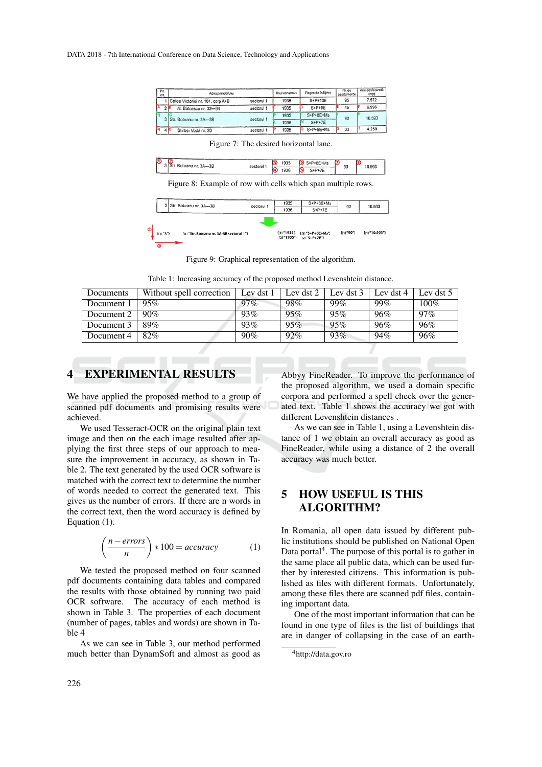Figure 7: The desired horizontal lane.

Figure 8: Example of row with cells which span multiple rows.

Figure 9: Graphical representation of the algorithm.

Table 1: Increasing accuracy of the proposed method Levenshtein distance.

| Documents | Without spell correction | Lev dst 1 | Lev dst 2 | Lev dst 3 | Lev dst 4 | Lev dst 5 |
|---|---|---|---|---|---|---|
| Document 1 | 95% | 97% | 98% | 99% | 99% | 100% |
| Document 2 | 90% | 93% | 95% | 95% | 96% | 97% |
| Document 3 | 89% | 93% | 95% | 95% | 96% | 96% |
| Document 4 | 82% | 90% | 92% | 93% | 94% | 96% |

# 4 EXPERIMENTAL RESULTS

We have applied the proposed method to a group of scanned pdf documents and promising results were achieved.

We used Tesseract-OCR on the original plain text image and then on the each image resulted after applying the first three steps of our approach to measure the improvement in accuracy, as shown in Table 2. The text generated by the used OCR software is matched with the correct text to determine the number of words needed to correct the generated text. This gives us the number of errors. If there are n words in the correct text, then the word accuracy is defined by Equation (1).

$$\left(\frac{n - errors}{n}\right) * 100 = accuracy \qquad (1)$$

We tested the proposed method on four scanned pdf documents containing data tables and compared the results with those obtained by running two paid OCR software. The accuracy of each method is shown in Table 3. The properties of each document (number of pages, tables and words) are shown in Table 4

As we can see in Table 3, our method performed much better than DynamSoft and almost as good as Abbyy FineReader. To improve the performance of the proposed algorithm, we used a domain specific corpora and performed a spell check over the generated text. Table 1 shows the accuracy we got with different Levenshtein distances .

As we can see in Table 1, using a Levenshtein distance of 1 we obtain an overall accuracy as good as FineReader, while using a distance of 2 the overall accuracy was much better.

# 5 HOW USEFUL IS THIS ALGORITHM?

In Romania, all open data issued by different public institutions should be published on National Open Data portal[4]. The purpose of this portal is to gather in the same place all public data, which can be used further by interested citizens. This information is published as files with different formats. Unfortunately, among these files there are scanned pdf files, containing important data.

One of the most important information that can be found in one type of files is the list of buildings that are in danger of collapsing in the case of an earth-

[4]http://data.gov.ro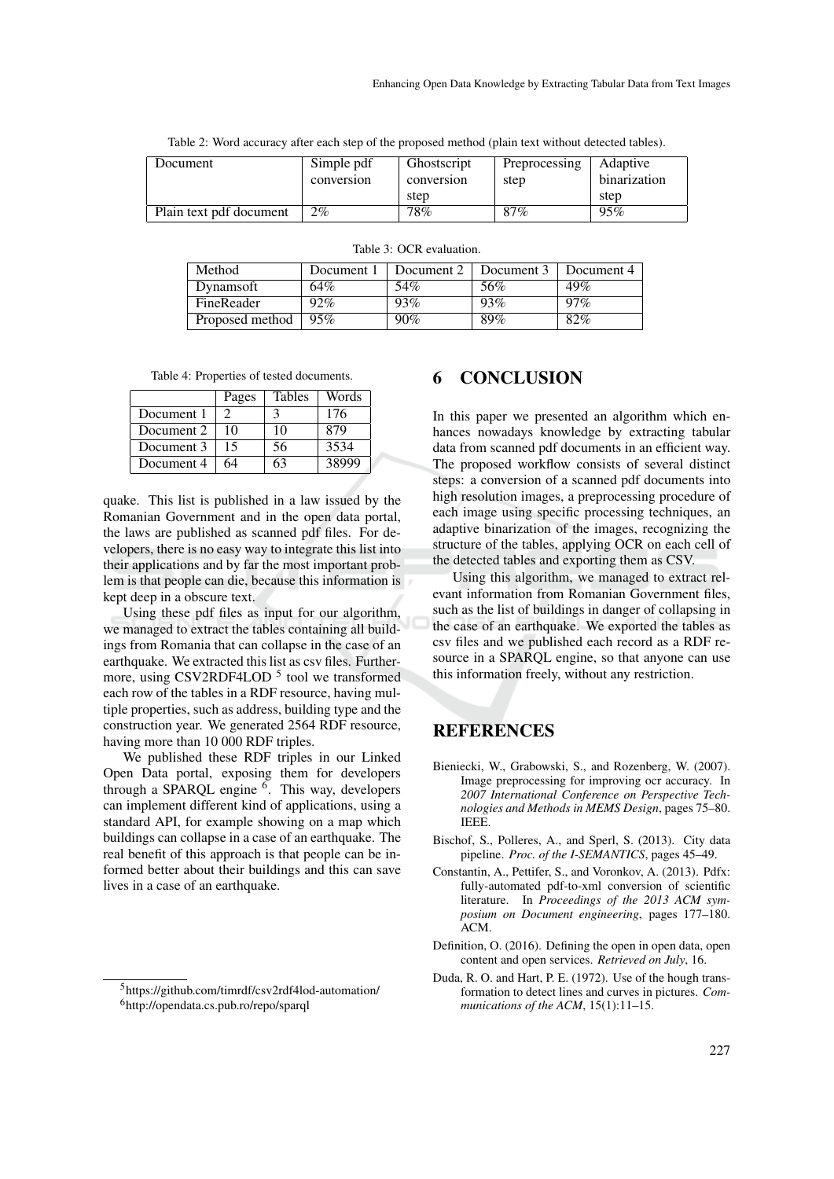Table 2: Word accuracy after each step of the proposed method (plain text without detected tables).

| Document | Simple pdf conversion | Ghostscript conversion step | Preprocessing step | Adaptive binarization step |
|---|---|---|---|---|
| Plain text pdf document | 2% | 78% | 87% | 95% |

Table 3: OCR evaluation.

| Method | Document 1 | Document 2 | Document 3 | Document 4 |
|---|---|---|---|---|
| Dynamsoft | 64% | 54% | 56% | 49% |
| FineReader | 92% | 93% | 93% | 97% |
| Proposed method | 95% | 90% | 89% | 82% |

Table 4: Properties of tested documents.

| | Pages | Tables | Words |
|---|---|---|---|
| Document 1 | 2 | 3 | 176 |
| Document 2 | 10 | 10 | 879 |
| Document 3 | 15 | 56 | 3534 |
| Document 4 | 64 | 63 | 38999 |

quake. This list is published in a law issued by the Romanian Government and in the open data portal, the laws are published as scanned pdf files. For developers, there is no easy way to integrate this list into their applications and by far the most important problem is that people can die, because this information is kept deep in a obscure text.

Using these pdf files as input for our algorithm, we managed to extract the tables containing all buildings from Romania that can collapse in the case of an earthquake. We extracted this list as csv files. Furthermore, using CSV2RDF4LOD [5] tool we transformed each row of the tables in a RDF resource, having multiple properties, such as address, building type and the construction year. We generated 2564 RDF resource, having more than 10 000 RDF triples.

We published these RDF triples in our Linked Open Data portal, exposing them for developers through a SPARQL engine [6]. This way, developers can implement different kind of applications, using a standard API, for example showing on a map which buildings can collapse in a case of an earthquake. The real benefit of this approach is that people can be informed better about their buildings and this can save lives in a case of an earthquake.

[5] https://github.com/timrdf/csv2rdf4lod-automation/

[6] http://opendata.cs.pub.ro/repo/sparql

## 6 CONCLUSION

In this paper we presented an algorithm which enhances nowadays knowledge by extracting tabular data from scanned pdf documents in an efficient way. The proposed workflow consists of several distinct steps: a conversion of a scanned pdf documents into high resolution images, a preprocessing procedure of each image using specific processing techniques, an adaptive binarization of the images, recognizing the structure of the tables, applying OCR on each cell of the detected tables and exporting them as CSV.

Using this algorithm, we managed to extract relevant information from Romanian Government files, such as the list of buildings in danger of collapsing in the case of an earthquake. We exported the tables as csv files and we published each record as a RDF resource in a SPARQL engine, so that anyone can use this information freely, without any restriction.

## REFERENCES

Bieniecki, W., Grabowski, S., and Rozenberg, W. (2007). Image preprocessing for improving ocr accuracy. In *2007 International Conference on Perspective Technologies and Methods in MEMS Design*, pages 75–80. IEEE.

Bischof, S., Polleres, A., and Sperl, S. (2013). City data pipeline. *Proc. of the I-SEMANTICS*, pages 45–49.

Constantin, A., Pettifer, S., and Voronkov, A. (2013). Pdfx: fully-automated pdf-to-xml conversion of scientific literature. In *Proceedings of the 2013 ACM symposium on Document engineering*, pages 177–180. ACM.

Definition, O. (2016). Defining the open in open data, open content and open services. *Retrieved on July*, 16.

Duda, R. O. and Hart, P. E. (1972). Use of the hough transformation to detect lines and curves in pictures. *Communications of the ACM*, 15(1):11–15.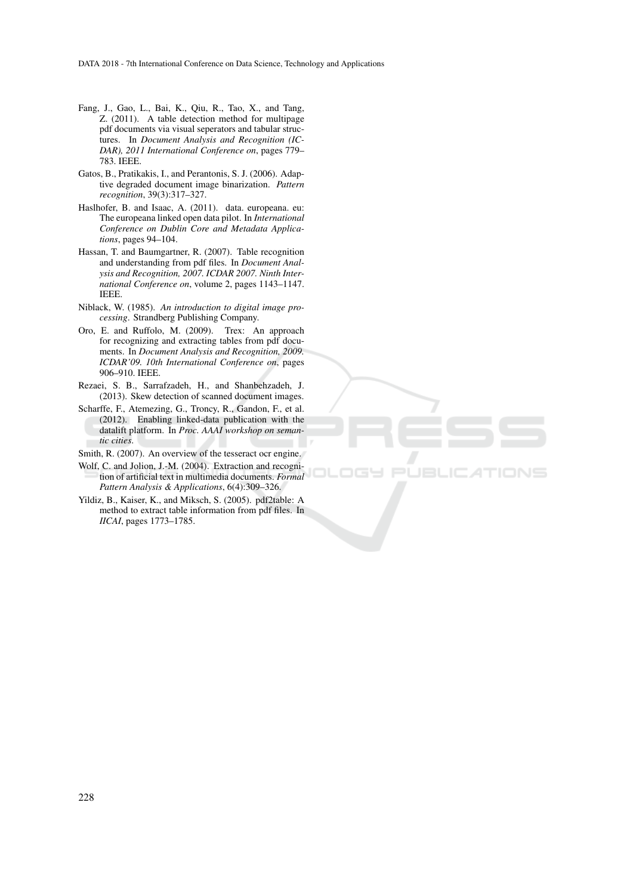Fang, J., Gao, L., Bai, K., Qiu, R., Tao, X., and Tang, Z. (2011). A table detection method for multipage pdf documents via visual seperators and tabular structures. In *Document Analysis and Recognition (ICDAR), 2011 International Conference on*, pages 779–783. IEEE.

Gatos, B., Pratikakis, I., and Perantonis, S. J. (2006). Adaptive degraded document image binarization. *Pattern recognition*, 39(3):317–327.

Haslhofer, B. and Isaac, A. (2011). data. europeana. eu: The europeana linked open data pilot. In *International Conference on Dublin Core and Metadata Applications*, pages 94–104.

Hassan, T. and Baumgartner, R. (2007). Table recognition and understanding from pdf files. In *Document Analysis and Recognition, 2007. ICDAR 2007. Ninth International Conference on*, volume 2, pages 1143–1147. IEEE.

Niblack, W. (1985). *An introduction to digital image processing*. Strandberg Publishing Company.

Oro, E. and Ruffolo, M. (2009). Trex: An approach for recognizing and extracting tables from pdf documents. In *Document Analysis and Recognition, 2009. ICDAR'09. 10th International Conference on*, pages 906–910. IEEE.

Rezaei, S. B., Sarrafzadeh, H., and Shanbehzadeh, J. (2013). Skew detection of scanned document images.

Scharffe, F., Atemezing, G., Troncy, R., Gandon, F., et al. (2012). Enabling linked-data publication with the datalift platform. In *Proc. AAAI workshop on semantic cities*.

Smith, R. (2007). An overview of the tesseract ocr engine.

Wolf, C. and Jolion, J.-M. (2004). Extraction and recognition of artificial text in multimedia documents. *Formal Pattern Analysis & Applications*, 6(4):309–326.

Yildiz, B., Kaiser, K., and Miksch, S. (2005). pdf2table: A method to extract table information from pdf files. In *IICAI*, pages 1773–1785.